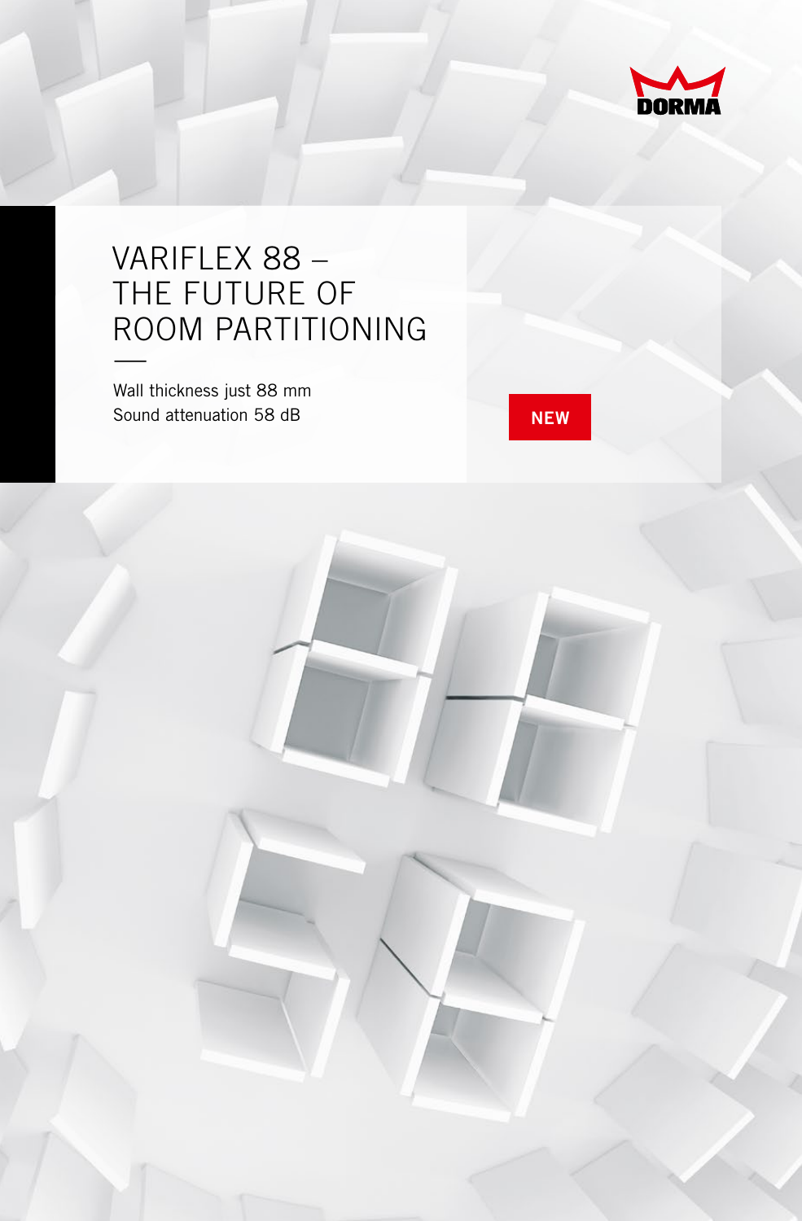DORMA

# VARIFLEX 88 – THE FUTURE OF ROOM PARTITIONING

Wall thickness just 88 mm
Sound attenuation 58 dB

NEW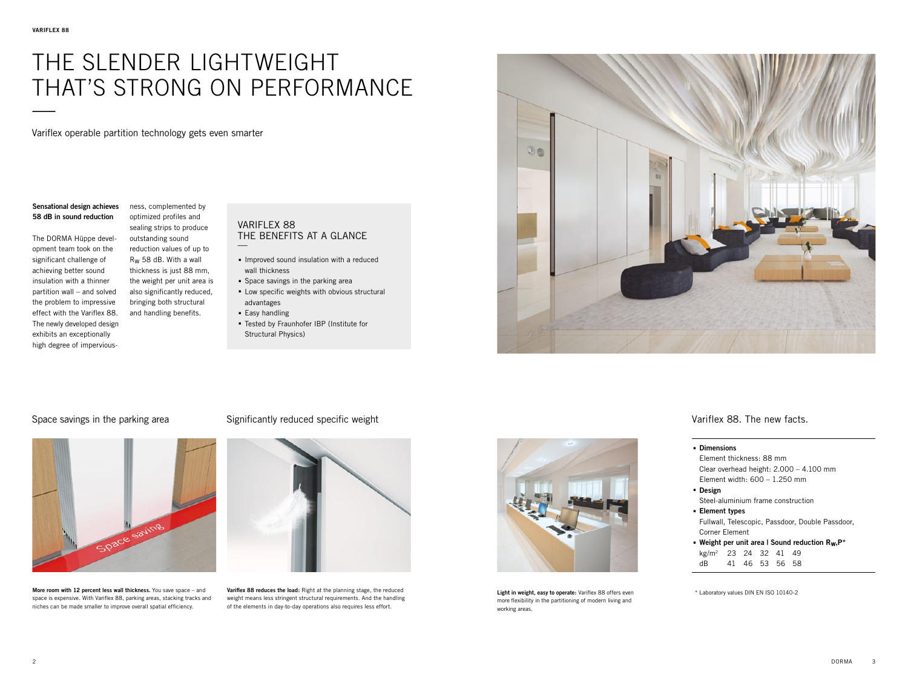# THE SLENDER LIGHTWEIGHT THAT'S STRONG ON PERFORMANCE

Variflex operable partition technology gets even smarter

**Sensational design achieves 58 dB in sound reduction**

The DORMA Hüppe development team took on the significant challenge of achieving better sound insulation with a thinner partition wall – and solved the problem to impressive effect with the Variflex 88. The newly developed design exhibits an exceptionally high degree of imperviousness, complemented by optimized profiles and sealing strips to produce outstanding sound reduction values of up to $R_W$ 58 dB. With a wall thickness is just 88 mm, the weight per unit area is also significantly reduced, bringing both structural and handling benefits.

## VARIFLEX 88 THE BENEFITS AT A GLANCE

- Improved sound insulation with a reduced wall thickness
- Space savings in the parking area
- Low specific weights with obvious structural advantages
- Easy handling
- Tested by Fraunhofer IBP (Institute for Structural Physics)

### Space savings in the parking area

**More room with 12 percent less wall thickness.** You save space – and space is expensive. With Variflex 88, parking areas, stacking tracks and niches can be made smaller to improve overall spatial efficiency.

### Significantly reduced specific weight

**Variflex 88 reduces the load:** Right at the planning stage, the reduced weight means less stringent structural requirements. And the handling of the elements in day-to-day operations also requires less effort.

**Light in weight, easy to operate:** Variflex 88 offers even more flexibility in the partitioning of modern living and working areas.

### Variflex 88. The new facts.

- **Dimensions**
  Element thickness: 88 mm
  Clear overhead height: 2.000 – 4.100 mm
  Element width: 600 – 1.250 mm
- **Design**
  Steel-aluminium frame construction
- **Element types**
  Fullwall, Telescopic, Passdoor, Double Passdoor, Corner Element
- **Weight per unit area I Sound reduction $R_W$,P***

| | | | | | |
|---|---|---|---|---|---|
| kg/m² | 23 | 24 | 32 | 41 | 49 |
| dB | 41 | 46 | 53 | 56 | 58 |

\* Laboratory values DIN EN ISO 10140-2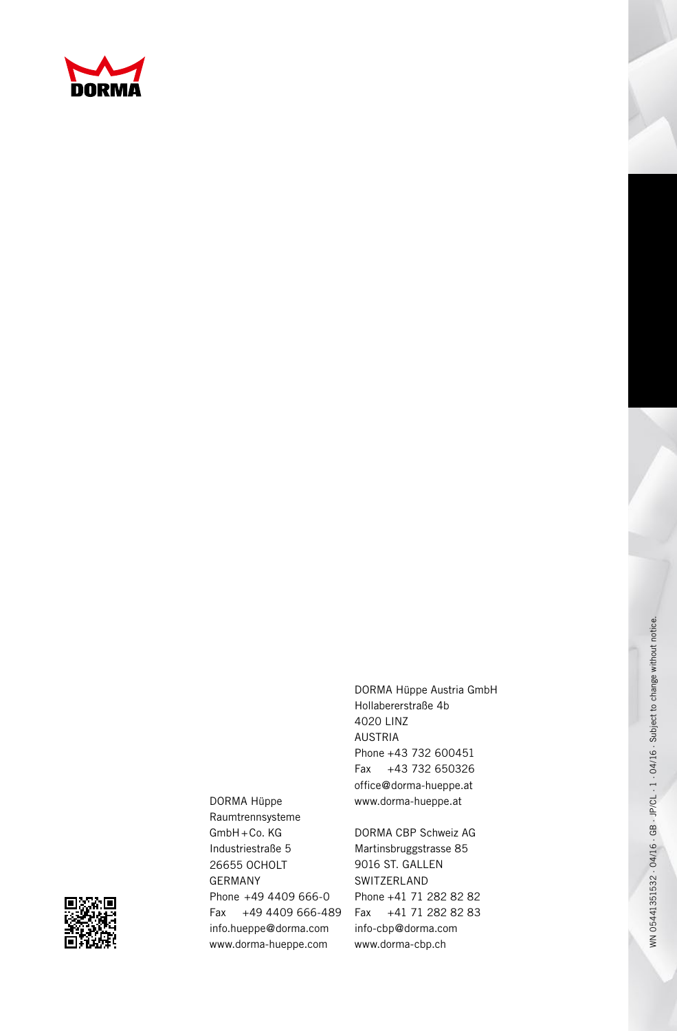DORMA

DORMA Hüppe Raumtrennsysteme GmbH + Co. KG
Industriestraße 5
26655 OCHOLT
GERMANY
Phone +49 4409 666-0
Fax +49 4409 666-489
info.hueppe@dorma.com
www.dorma-hueppe.com

DORMA Hüppe Austria GmbH
Hollabererstraße 4b
4020 LINZ
AUSTRIA
Phone +43 732 600451
Fax +43 732 650326
office@dorma-hueppe.at
www.dorma-hueppe.at

DORMA CBP Schweiz AG
Martinsbruggstrasse 85
9016 ST. GALLEN
SWITZERLAND
Phone +41 71 282 82 82
Fax +41 71 282 82 83
info-cbp@dorma.com
www.dorma-cbp.ch

WN 05441351532 · 04/16 · GB · JP/CL · 1 · 04/16 · Subject to change without notice.